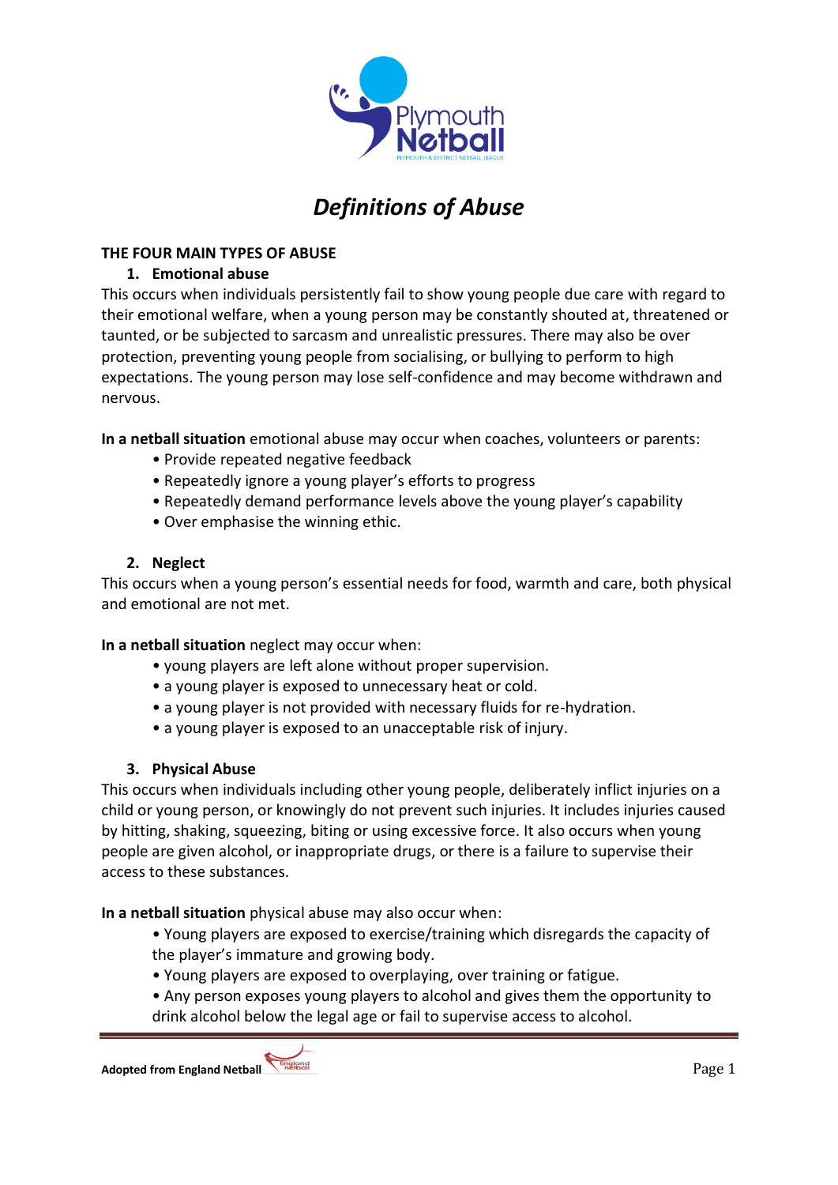# *Definitions of Abuse*

**THE FOUR MAIN TYPES OF ABUSE**

1. **Emotional abuse**

This occurs when individuals persistently fail to show young people due care with regard to their emotional welfare, when a young person may be constantly shouted at, threatened or taunted, or be subjected to sarcasm and unrealistic pressures. There may also be over protection, preventing young people from socialising, or bullying to perform to high expectations. The young person may lose self-confidence and may become withdrawn and nervous.

**In a netball situation** emotional abuse may occur when coaches, volunteers or parents:

- Provide repeated negative feedback
- Repeatedly ignore a young player's efforts to progress
- Repeatedly demand performance levels above the young player's capability
- Over emphasise the winning ethic.

2. **Neglect**

This occurs when a young person's essential needs for food, warmth and care, both physical and emotional are not met.

**In a netball situation** neglect may occur when:

- young players are left alone without proper supervision.
- a young player is exposed to unnecessary heat or cold.
- a young player is not provided with necessary fluids for re-hydration.
- a young player is exposed to an unacceptable risk of injury.

3. **Physical Abuse**

This occurs when individuals including other young people, deliberately inflict injuries on a child or young person, or knowingly do not prevent such injuries. It includes injuries caused by hitting, shaking, squeezing, biting or using excessive force. It also occurs when young people are given alcohol, or inappropriate drugs, or there is a failure to supervise their access to these substances.

**In a netball situation** physical abuse may also occur when:

- Young players are exposed to exercise/training which disregards the capacity of the player's immature and growing body.
- Young players are exposed to overplaying, over training or fatigue.
- Any person exposes young players to alcohol and gives them the opportunity to drink alcohol below the legal age or fail to supervise access to alcohol.

**Adopted from England Netball**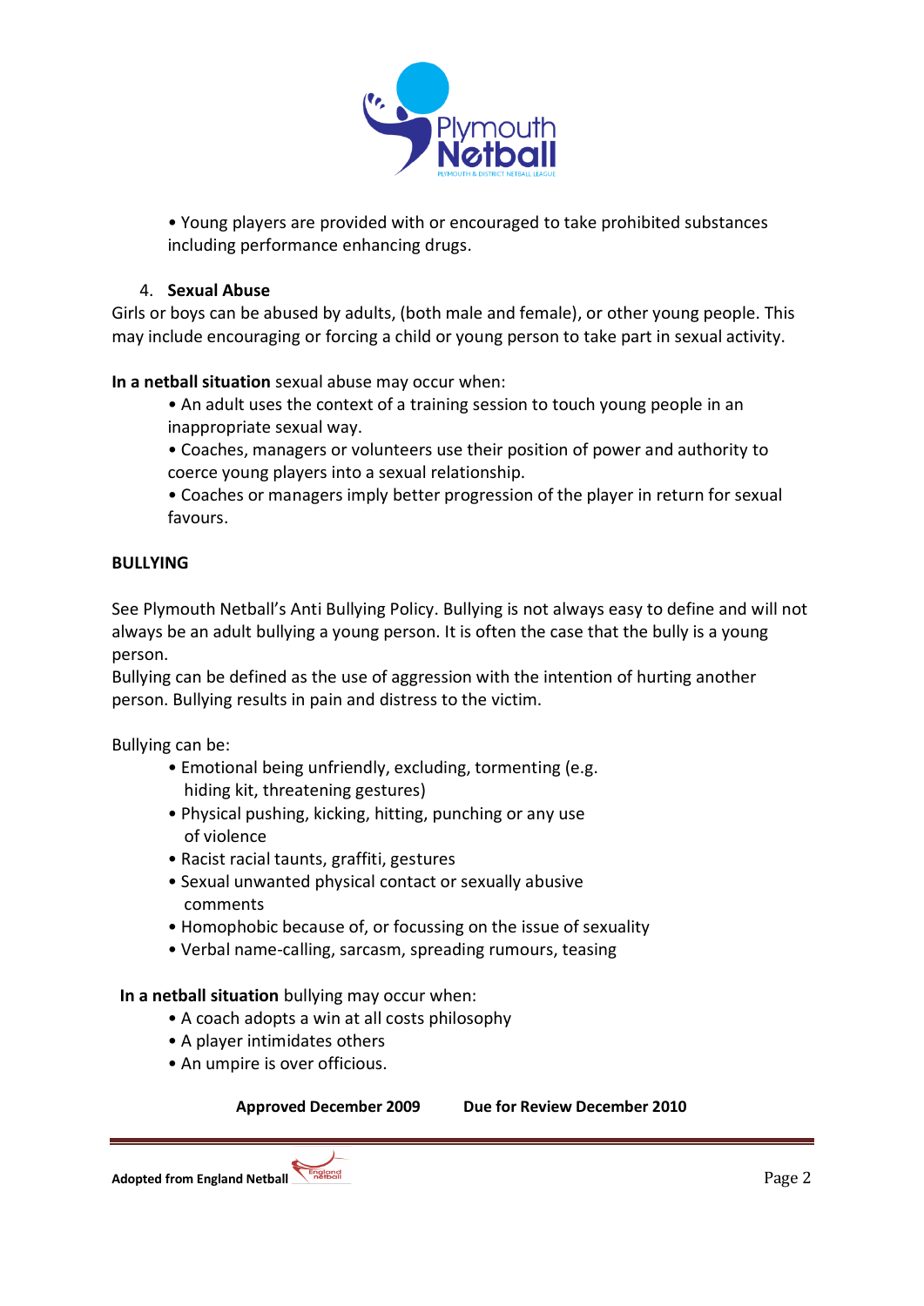- Young players are provided with or encouraged to take prohibited substances including performance enhancing drugs.

4. **Sexual Abuse**

Girls or boys can be abused by adults, (both male and female), or other young people. This may include encouraging or forcing a child or young person to take part in sexual activity.

**In a netball situation** sexual abuse may occur when:

- An adult uses the context of a training session to touch young people in an inappropriate sexual way.
- Coaches, managers or volunteers use their position of power and authority to coerce young players into a sexual relationship.
- Coaches or managers imply better progression of the player in return for sexual favours.

**BULLYING**

See Plymouth Netball's Anti Bullying Policy. Bullying is not always easy to define and will not always be an adult bullying a young person. It is often the case that the bully is a young person.

Bullying can be defined as the use of aggression with the intention of hurting another person. Bullying results in pain and distress to the victim.

Bullying can be:

- Emotional being unfriendly, excluding, tormenting (e.g. hiding kit, threatening gestures)
- Physical pushing, kicking, hitting, punching or any use of violence
- Racist racial taunts, graffiti, gestures
- Sexual unwanted physical contact or sexually abusive comments
- Homophobic because of, or focussing on the issue of sexuality
- Verbal name-calling, sarcasm, spreading rumours, teasing

**In a netball situation** bullying may occur when:

- A coach adopts a win at all costs philosophy
- A player intimidates others
- An umpire is over officious.

**Approved December 2009** **Due for Review December 2010**

**Adopted from England Netball**